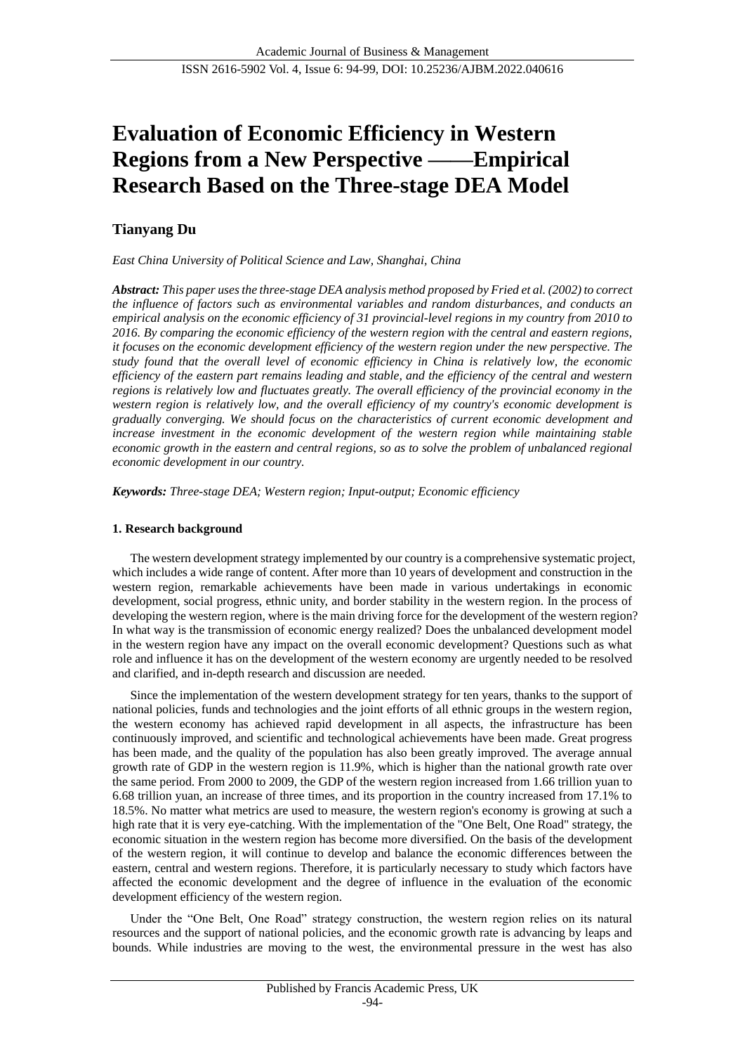# Evaluation of Economic Efficiency in Western Regions from a New Perspective ——Empirical Research Based on the Three-stage DEA Model

**Tianyang Du**

*East China University of Political Science and Law, Shanghai, China*

***Abstract:*** *This paper uses the three-stage DEA analysis method proposed by Fried et al. (2002) to correct the influence of factors such as environmental variables and random disturbances, and conducts an empirical analysis on the economic efficiency of 31 provincial-level regions in my country from 2010 to 2016. By comparing the economic efficiency of the western region with the central and eastern regions, it focuses on the economic development efficiency of the western region under the new perspective. The study found that the overall level of economic efficiency in China is relatively low, the economic efficiency of the eastern part remains leading and stable, and the efficiency of the central and western regions is relatively low and fluctuates greatly. The overall efficiency of the provincial economy in the western region is relatively low, and the overall efficiency of my country's economic development is gradually converging. We should focus on the characteristics of current economic development and increase investment in the economic development of the western region while maintaining stable economic growth in the eastern and central regions, so as to solve the problem of unbalanced regional economic development in our country.*

***Keywords:*** *Three-stage DEA; Western region; Input-output; Economic efficiency*

## 1. Research background

The western development strategy implemented by our country is a comprehensive systematic project, which includes a wide range of content. After more than 10 years of development and construction in the western region, remarkable achievements have been made in various undertakings in economic development, social progress, ethnic unity, and border stability in the western region. In the process of developing the western region, where is the main driving force for the development of the western region? In what way is the transmission of economic energy realized? Does the unbalanced development model in the western region have any impact on the overall economic development? Questions such as what role and influence it has on the development of the western economy are urgently needed to be resolved and clarified, and in-depth research and discussion are needed.

Since the implementation of the western development strategy for ten years, thanks to the support of national policies, funds and technologies and the joint efforts of all ethnic groups in the western region, the western economy has achieved rapid development in all aspects, the infrastructure has been continuously improved, and scientific and technological achievements have been made. Great progress has been made, and the quality of the population has also been greatly improved. The average annual growth rate of GDP in the western region is 11.9%, which is higher than the national growth rate over the same period. From 2000 to 2009, the GDP of the western region increased from 1.66 trillion yuan to 6.68 trillion yuan, an increase of three times, and its proportion in the country increased from 17.1% to 18.5%. No matter what metrics are used to measure, the western region's economy is growing at such a high rate that it is very eye-catching. With the implementation of the "One Belt, One Road" strategy, the economic situation in the western region has become more diversified. On the basis of the development of the western region, it will continue to develop and balance the economic differences between the eastern, central and western regions. Therefore, it is particularly necessary to study which factors have affected the economic development and the degree of influence in the evaluation of the economic development efficiency of the western region.

Under the "One Belt, One Road" strategy construction, the western region relies on its natural resources and the support of national policies, and the economic growth rate is advancing by leaps and bounds. While industries are moving to the west, the environmental pressure in the west has also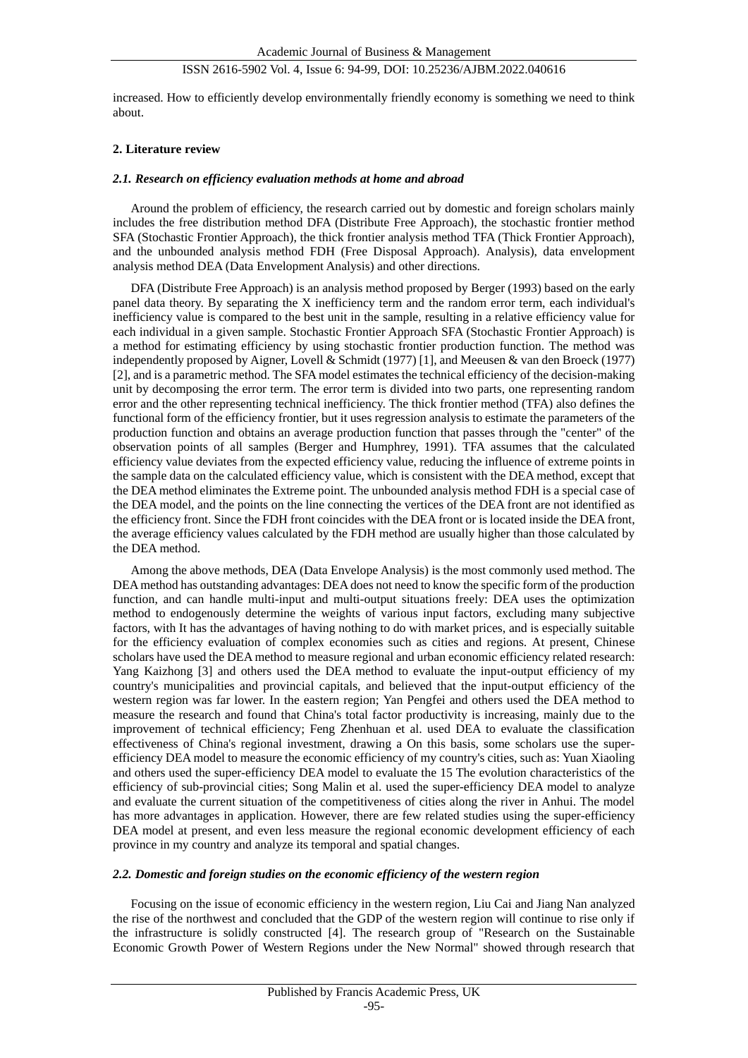increased. How to efficiently develop environmentally friendly economy is something we need to think about.

## 2. Literature review

### *2.1. Research on efficiency evaluation methods at home and abroad*

Around the problem of efficiency, the research carried out by domestic and foreign scholars mainly includes the free distribution method DFA (Distribute Free Approach), the stochastic frontier method SFA (Stochastic Frontier Approach), the thick frontier analysis method TFA (Thick Frontier Approach), and the unbounded analysis method FDH (Free Disposal Approach). Analysis), data envelopment analysis method DEA (Data Envelopment Analysis) and other directions.

DFA (Distribute Free Approach) is an analysis method proposed by Berger (1993) based on the early panel data theory. By separating the X inefficiency term and the random error term, each individual's inefficiency value is compared to the best unit in the sample, resulting in a relative efficiency value for each individual in a given sample. Stochastic Frontier Approach SFA (Stochastic Frontier Approach) is a method for estimating efficiency by using stochastic frontier production function. The method was independently proposed by Aigner, Lovell & Schmidt (1977) [1], and Meeusen & van den Broeck (1977) [2], and is a parametric method. The SFA model estimates the technical efficiency of the decision-making unit by decomposing the error term. The error term is divided into two parts, one representing random error and the other representing technical inefficiency. The thick frontier method (TFA) also defines the functional form of the efficiency frontier, but it uses regression analysis to estimate the parameters of the production function and obtains an average production function that passes through the "center" of the observation points of all samples (Berger and Humphrey, 1991). TFA assumes that the calculated efficiency value deviates from the expected efficiency value, reducing the influence of extreme points in the sample data on the calculated efficiency value, which is consistent with the DEA method, except that the DEA method eliminates the Extreme point. The unbounded analysis method FDH is a special case of the DEA model, and the points on the line connecting the vertices of the DEA front are not identified as the efficiency front. Since the FDH front coincides with the DEA front or is located inside the DEA front, the average efficiency values calculated by the FDH method are usually higher than those calculated by the DEA method.

Among the above methods, DEA (Data Envelope Analysis) is the most commonly used method. The DEA method has outstanding advantages: DEA does not need to know the specific form of the production function, and can handle multi-input and multi-output situations freely: DEA uses the optimization method to endogenously determine the weights of various input factors, excluding many subjective factors, with It has the advantages of having nothing to do with market prices, and is especially suitable for the efficiency evaluation of complex economies such as cities and regions. At present, Chinese scholars have used the DEA method to measure regional and urban economic efficiency related research: Yang Kaizhong [3] and others used the DEA method to evaluate the input-output efficiency of my country's municipalities and provincial capitals, and believed that the input-output efficiency of the western region was far lower. In the eastern region; Yan Pengfei and others used the DEA method to measure the research and found that China's total factor productivity is increasing, mainly due to the improvement of technical efficiency; Feng Zhenhuan et al. used DEA to evaluate the classification effectiveness of China's regional investment, drawing a On this basis, some scholars use the super-efficiency DEA model to measure the economic efficiency of my country's cities, such as: Yuan Xiaoling and others used the super-efficiency DEA model to evaluate the 15 The evolution characteristics of the efficiency of sub-provincial cities; Song Malin et al. used the super-efficiency DEA model to analyze and evaluate the current situation of the competitiveness of cities along the river in Anhui. The model has more advantages in application. However, there are few related studies using the super-efficiency DEA model at present, and even less measure the regional economic development efficiency of each province in my country and analyze its temporal and spatial changes.

### *2.2. Domestic and foreign studies on the economic efficiency of the western region*

Focusing on the issue of economic efficiency in the western region, Liu Cai and Jiang Nan analyzed the rise of the northwest and concluded that the GDP of the western region will continue to rise only if the infrastructure is solidly constructed [4]. The research group of "Research on the Sustainable Economic Growth Power of Western Regions under the New Normal" showed through research that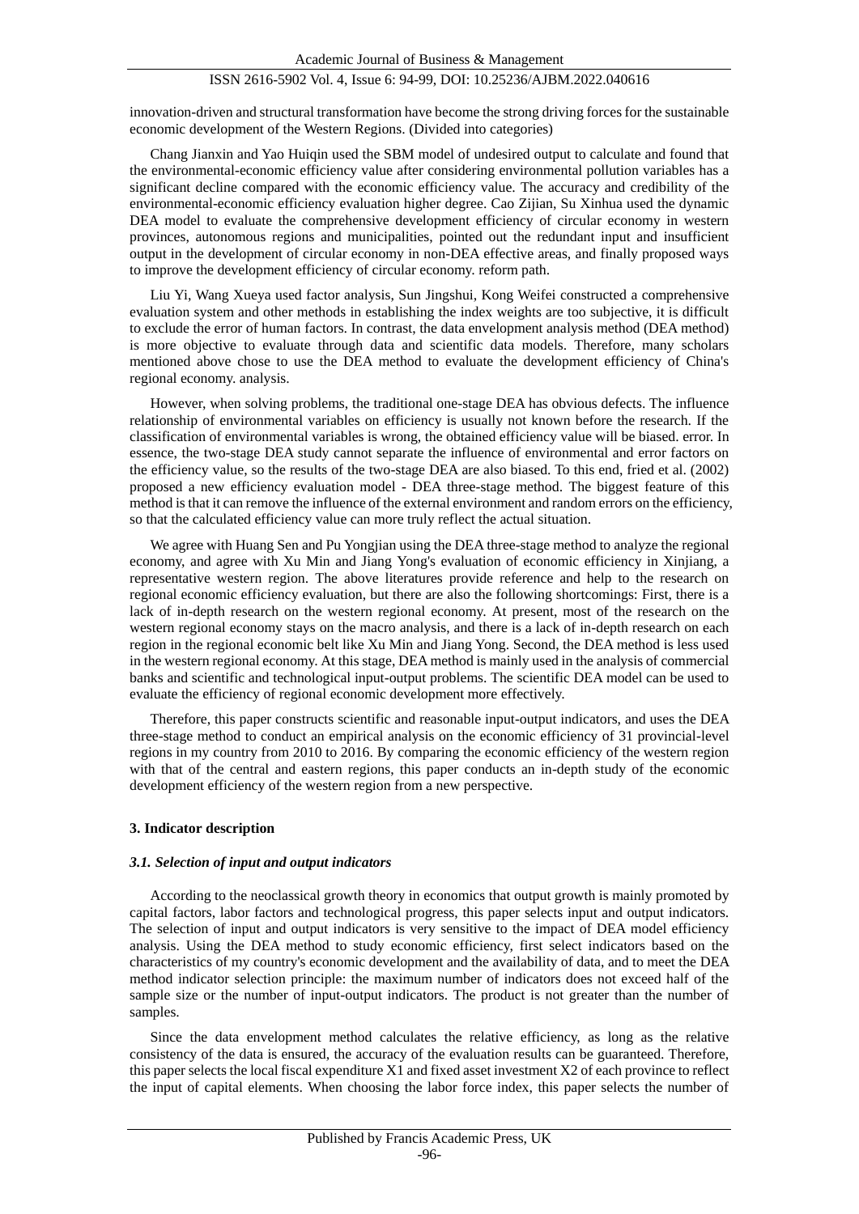innovation-driven and structural transformation have become the strong driving forces for the sustainable economic development of the Western Regions. (Divided into categories)

Chang Jianxin and Yao Huiqin used the SBM model of undesired output to calculate and found that the environmental-economic efficiency value after considering environmental pollution variables has a significant decline compared with the economic efficiency value. The accuracy and credibility of the environmental-economic efficiency evaluation higher degree. Cao Zijian, Su Xinhua used the dynamic DEA model to evaluate the comprehensive development efficiency of circular economy in western provinces, autonomous regions and municipalities, pointed out the redundant input and insufficient output in the development of circular economy in non-DEA effective areas, and finally proposed ways to improve the development efficiency of circular economy. reform path.

Liu Yi, Wang Xueya used factor analysis, Sun Jingshui, Kong Weifei constructed a comprehensive evaluation system and other methods in establishing the index weights are too subjective, it is difficult to exclude the error of human factors. In contrast, the data envelopment analysis method (DEA method) is more objective to evaluate through data and scientific data models. Therefore, many scholars mentioned above chose to use the DEA method to evaluate the development efficiency of China's regional economy. analysis.

However, when solving problems, the traditional one-stage DEA has obvious defects. The influence relationship of environmental variables on efficiency is usually not known before the research. If the classification of environmental variables is wrong, the obtained efficiency value will be biased. error. In essence, the two-stage DEA study cannot separate the influence of environmental and error factors on the efficiency value, so the results of the two-stage DEA are also biased. To this end, fried et al. (2002) proposed a new efficiency evaluation model - DEA three-stage method. The biggest feature of this method is that it can remove the influence of the external environment and random errors on the efficiency, so that the calculated efficiency value can more truly reflect the actual situation.

We agree with Huang Sen and Pu Yongjian using the DEA three-stage method to analyze the regional economy, and agree with Xu Min and Jiang Yong's evaluation of economic efficiency in Xinjiang, a representative western region. The above literatures provide reference and help to the research on regional economic efficiency evaluation, but there are also the following shortcomings: First, there is a lack of in-depth research on the western regional economy. At present, most of the research on the western regional economy stays on the macro analysis, and there is a lack of in-depth research on each region in the regional economic belt like Xu Min and Jiang Yong. Second, the DEA method is less used in the western regional economy. At this stage, DEA method is mainly used in the analysis of commercial banks and scientific and technological input-output problems. The scientific DEA model can be used to evaluate the efficiency of regional economic development more effectively.

Therefore, this paper constructs scientific and reasonable input-output indicators, and uses the DEA three-stage method to conduct an empirical analysis on the economic efficiency of 31 provincial-level regions in my country from 2010 to 2016. By comparing the economic efficiency of the western region with that of the central and eastern regions, this paper conducts an in-depth study of the economic development efficiency of the western region from a new perspective.

## 3. Indicator description

### *3.1. Selection of input and output indicators*

According to the neoclassical growth theory in economics that output growth is mainly promoted by capital factors, labor factors and technological progress, this paper selects input and output indicators. The selection of input and output indicators is very sensitive to the impact of DEA model efficiency analysis. Using the DEA method to study economic efficiency, first select indicators based on the characteristics of my country's economic development and the availability of data, and to meet the DEA method indicator selection principle: the maximum number of indicators does not exceed half of the sample size or the number of input-output indicators. The product is not greater than the number of samples.

Since the data envelopment method calculates the relative efficiency, as long as the relative consistency of the data is ensured, the accuracy of the evaluation results can be guaranteed. Therefore, this paper selects the local fiscal expenditure $X1$ and fixed asset investment $X2$ of each province to reflect the input of capital elements. When choosing the labor force index, this paper selects the number of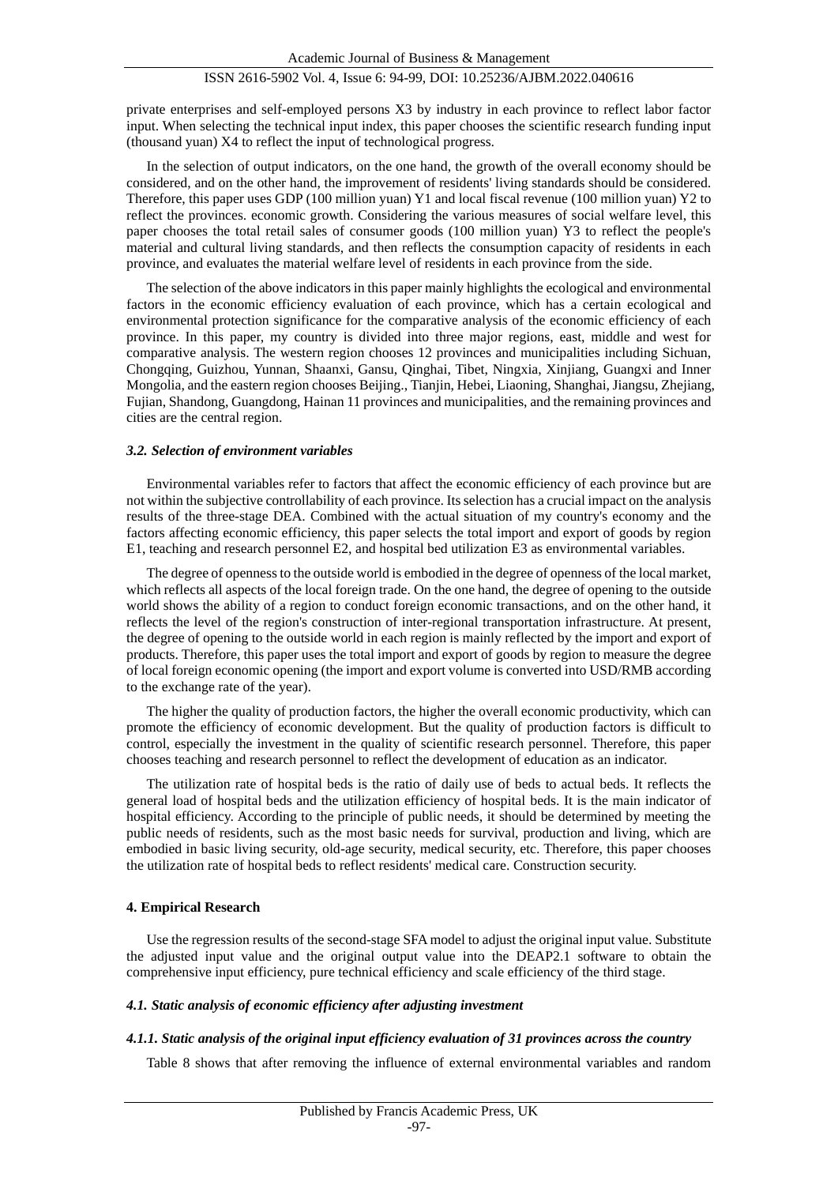private enterprises and self-employed persons X3 by industry in each province to reflect labor factor input. When selecting the technical input index, this paper chooses the scientific research funding input (thousand yuan) X4 to reflect the input of technological progress.

In the selection of output indicators, on the one hand, the growth of the overall economy should be considered, and on the other hand, the improvement of residents' living standards should be considered. Therefore, this paper uses GDP (100 million yuan) Y1 and local fiscal revenue (100 million yuan) Y2 to reflect the provinces. economic growth. Considering the various measures of social welfare level, this paper chooses the total retail sales of consumer goods (100 million yuan) Y3 to reflect the people's material and cultural living standards, and then reflects the consumption capacity of residents in each province, and evaluates the material welfare level of residents in each province from the side.

The selection of the above indicators in this paper mainly highlights the ecological and environmental factors in the economic efficiency evaluation of each province, which has a certain ecological and environmental protection significance for the comparative analysis of the economic efficiency of each province. In this paper, my country is divided into three major regions, east, middle and west for comparative analysis. The western region chooses 12 provinces and municipalities including Sichuan, Chongqing, Guizhou, Yunnan, Shaanxi, Gansu, Qinghai, Tibet, Ningxia, Xinjiang, Guangxi and Inner Mongolia, and the eastern region chooses Beijing., Tianjin, Hebei, Liaoning, Shanghai, Jiangsu, Zhejiang, Fujian, Shandong, Guangdong, Hainan 11 provinces and municipalities, and the remaining provinces and cities are the central region.

### *3.2. Selection of environment variables*

Environmental variables refer to factors that affect the economic efficiency of each province but are not within the subjective controllability of each province. Its selection has a crucial impact on the analysis results of the three-stage DEA. Combined with the actual situation of my country's economy and the factors affecting economic efficiency, this paper selects the total import and export of goods by region E1, teaching and research personnel E2, and hospital bed utilization E3 as environmental variables.

The degree of openness to the outside world is embodied in the degree of openness of the local market, which reflects all aspects of the local foreign trade. On the one hand, the degree of opening to the outside world shows the ability of a region to conduct foreign economic transactions, and on the other hand, it reflects the level of the region's construction of inter-regional transportation infrastructure. At present, the degree of opening to the outside world in each region is mainly reflected by the import and export of products. Therefore, this paper uses the total import and export of goods by region to measure the degree of local foreign economic opening (the import and export volume is converted into USD/RMB according to the exchange rate of the year).

The higher the quality of production factors, the higher the overall economic productivity, which can promote the efficiency of economic development. But the quality of production factors is difficult to control, especially the investment in the quality of scientific research personnel. Therefore, this paper chooses teaching and research personnel to reflect the development of education as an indicator.

The utilization rate of hospital beds is the ratio of daily use of beds to actual beds. It reflects the general load of hospital beds and the utilization efficiency of hospital beds. It is the main indicator of hospital efficiency. According to the principle of public needs, it should be determined by meeting the public needs of residents, such as the most basic needs for survival, production and living, which are embodied in basic living security, old-age security, medical security, etc. Therefore, this paper chooses the utilization rate of hospital beds to reflect residents' medical care. Construction security.

## 4. Empirical Research

Use the regression results of the second-stage SFA model to adjust the original input value. Substitute the adjusted input value and the original output value into the DEAP2.1 software to obtain the comprehensive input efficiency, pure technical efficiency and scale efficiency of the third stage.

### *4.1. Static analysis of economic efficiency after adjusting investment*

#### *4.1.1. Static analysis of the original input efficiency evaluation of 31 provinces across the country*

Table 8 shows that after removing the influence of external environmental variables and random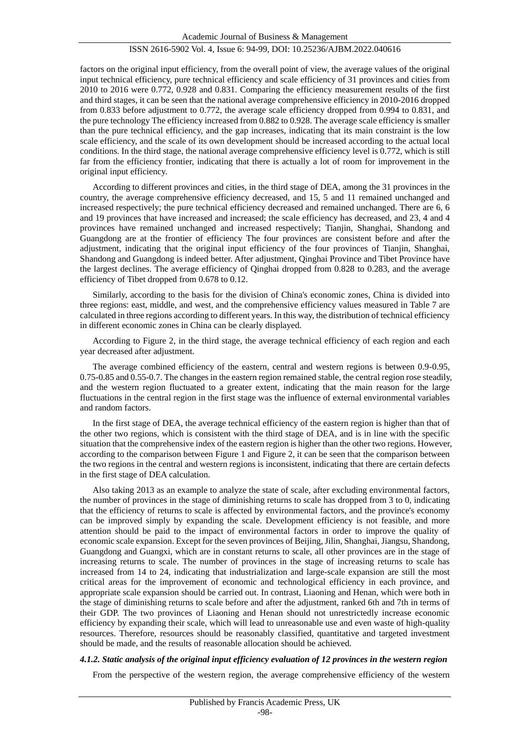factors on the original input efficiency, from the overall point of view, the average values of the original input technical efficiency, pure technical efficiency and scale efficiency of 31 provinces and cities from 2010 to 2016 were 0.772, 0.928 and 0.831. Comparing the efficiency measurement results of the first and third stages, it can be seen that the national average comprehensive efficiency in 2010-2016 dropped from 0.833 before adjustment to 0.772, the average scale efficiency dropped from 0.994 to 0.831, and the pure technology The efficiency increased from 0.882 to 0.928. The average scale efficiency is smaller than the pure technical efficiency, and the gap increases, indicating that its main constraint is the low scale efficiency, and the scale of its own development should be increased according to the actual local conditions. In the third stage, the national average comprehensive efficiency level is 0.772, which is still far from the efficiency frontier, indicating that there is actually a lot of room for improvement in the original input efficiency.

According to different provinces and cities, in the third stage of DEA, among the 31 provinces in the country, the average comprehensive efficiency decreased, and 15, 5 and 11 remained unchanged and increased respectively; the pure technical efficiency decreased and remained unchanged. There are 6, 6 and 19 provinces that have increased and increased; the scale efficiency has decreased, and 23, 4 and 4 provinces have remained unchanged and increased respectively; Tianjin, Shanghai, Shandong and Guangdong are at the frontier of efficiency The four provinces are consistent before and after the adjustment, indicating that the original input efficiency of the four provinces of Tianjin, Shanghai, Shandong and Guangdong is indeed better. After adjustment, Qinghai Province and Tibet Province have the largest declines. The average efficiency of Qinghai dropped from 0.828 to 0.283, and the average efficiency of Tibet dropped from 0.678 to 0.12.

Similarly, according to the basis for the division of China's economic zones, China is divided into three regions: east, middle, and west, and the comprehensive efficiency values measured in Table 7 are calculated in three regions according to different years. In this way, the distribution of technical efficiency in different economic zones in China can be clearly displayed.

According to Figure 2, in the third stage, the average technical efficiency of each region and each year decreased after adjustment.

The average combined efficiency of the eastern, central and western regions is between 0.9-0.95, 0.75-0.85 and 0.55-0.7. The changes in the eastern region remained stable, the central region rose steadily, and the western region fluctuated to a greater extent, indicating that the main reason for the large fluctuations in the central region in the first stage was the influence of external environmental variables and random factors.

In the first stage of DEA, the average technical efficiency of the eastern region is higher than that of the other two regions, which is consistent with the third stage of DEA, and is in line with the specific situation that the comprehensive index of the eastern region is higher than the other two regions. However, according to the comparison between Figure 1 and Figure 2, it can be seen that the comparison between the two regions in the central and western regions is inconsistent, indicating that there are certain defects in the first stage of DEA calculation.

Also taking 2013 as an example to analyze the state of scale, after excluding environmental factors, the number of provinces in the stage of diminishing returns to scale has dropped from 3 to 0, indicating that the efficiency of returns to scale is affected by environmental factors, and the province's economy can be improved simply by expanding the scale. Development efficiency is not feasible, and more attention should be paid to the impact of environmental factors in order to improve the quality of economic scale expansion. Except for the seven provinces of Beijing, Jilin, Shanghai, Jiangsu, Shandong, Guangdong and Guangxi, which are in constant returns to scale, all other provinces are in the stage of increasing returns to scale. The number of provinces in the stage of increasing returns to scale has increased from 14 to 24, indicating that industrialization and large-scale expansion are still the most critical areas for the improvement of economic and technological efficiency in each province, and appropriate scale expansion should be carried out. In contrast, Liaoning and Henan, which were both in the stage of diminishing returns to scale before and after the adjustment, ranked 6th and 7th in terms of their GDP. The two provinces of Liaoning and Henan should not unrestrictedly increase economic efficiency by expanding their scale, which will lead to unreasonable use and even waste of high-quality resources. Therefore, resources should be reasonably classified, quantitative and targeted investment should be made, and the results of reasonable allocation should be achieved.

#### *4.1.2. Static analysis of the original input efficiency evaluation of 12 provinces in the western region*

From the perspective of the western region, the average comprehensive efficiency of the western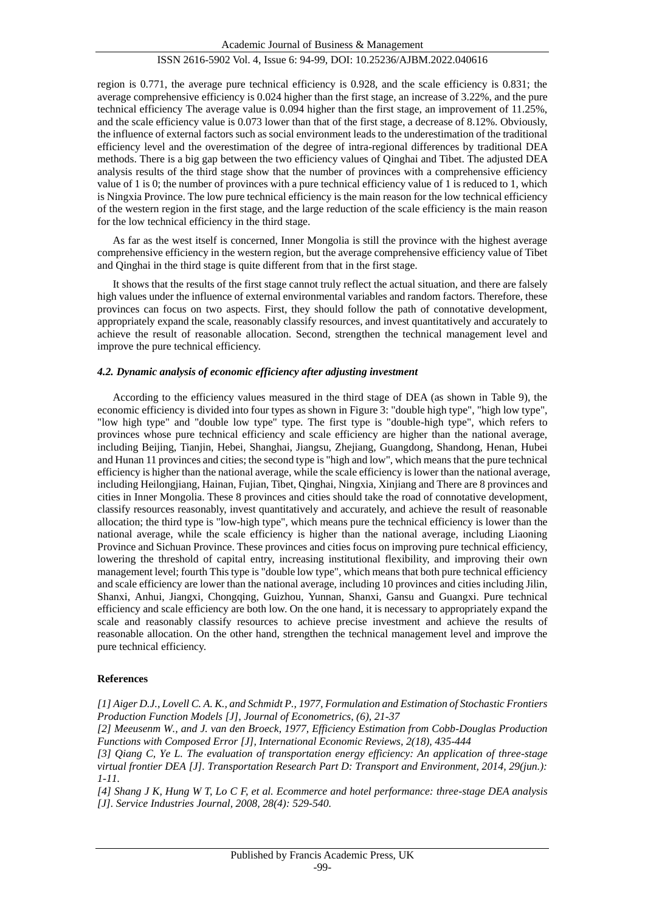region is 0.771, the average pure technical efficiency is 0.928, and the scale efficiency is 0.831; the average comprehensive efficiency is 0.024 higher than the first stage, an increase of 3.22%, and the pure technical efficiency The average value is 0.094 higher than the first stage, an improvement of 11.25%, and the scale efficiency value is 0.073 lower than that of the first stage, a decrease of 8.12%. Obviously, the influence of external factors such as social environment leads to the underestimation of the traditional efficiency level and the overestimation of the degree of intra-regional differences by traditional DEA methods. There is a big gap between the two efficiency values of Qinghai and Tibet. The adjusted DEA analysis results of the third stage show that the number of provinces with a comprehensive efficiency value of 1 is 0; the number of provinces with a pure technical efficiency value of 1 is reduced to 1, which is Ningxia Province. The low pure technical efficiency is the main reason for the low technical efficiency of the western region in the first stage, and the large reduction of the scale efficiency is the main reason for the low technical efficiency in the third stage.

As far as the west itself is concerned, Inner Mongolia is still the province with the highest average comprehensive efficiency in the western region, but the average comprehensive efficiency value of Tibet and Qinghai in the third stage is quite different from that in the first stage.

It shows that the results of the first stage cannot truly reflect the actual situation, and there are falsely high values under the influence of external environmental variables and random factors. Therefore, these provinces can focus on two aspects. First, they should follow the path of connotative development, appropriately expand the scale, reasonably classify resources, and invest quantitatively and accurately to achieve the result of reasonable allocation. Second, strengthen the technical management level and improve the pure technical efficiency.

### *4.2. Dynamic analysis of economic efficiency after adjusting investment*

According to the efficiency values measured in the third stage of DEA (as shown in Table 9), the economic efficiency is divided into four types as shown in Figure 3: "double high type", "high low type", "low high type" and "double low type" type. The first type is "double-high type", which refers to provinces whose pure technical efficiency and scale efficiency are higher than the national average, including Beijing, Tianjin, Hebei, Shanghai, Jiangsu, Zhejiang, Guangdong, Shandong, Henan, Hubei and Hunan 11 provinces and cities; the second type is "high and low", which means that the pure technical efficiency is higher than the national average, while the scale efficiency is lower than the national average, including Heilongjiang, Hainan, Fujian, Tibet, Qinghai, Ningxia, Xinjiang and There are 8 provinces and cities in Inner Mongolia. These 8 provinces and cities should take the road of connotative development, classify resources reasonably, invest quantitatively and accurately, and achieve the result of reasonable allocation; the third type is "low-high type", which means pure the technical efficiency is lower than the national average, while the scale efficiency is higher than the national average, including Liaoning Province and Sichuan Province. These provinces and cities focus on improving pure technical efficiency, lowering the threshold of capital entry, increasing institutional flexibility, and improving their own management level; fourth This type is "double low type", which means that both pure technical efficiency and scale efficiency are lower than the national average, including 10 provinces and cities including Jilin, Shanxi, Anhui, Jiangxi, Chongqing, Guizhou, Yunnan, Shanxi, Gansu and Guangxi. Pure technical efficiency and scale efficiency are both low. On the one hand, it is necessary to appropriately expand the scale and reasonably classify resources to achieve precise investment and achieve the results of reasonable allocation. On the other hand, strengthen the technical management level and improve the pure technical efficiency.

## References

*[1] Aiger D.J., Lovell C. A. K., and Schmidt P., 1977, Formulation and Estimation of Stochastic Frontiers Production Function Models [J], Journal of Econometrics, (6), 21-37*

*[2] Meeusenm W., and J. van den Broeck, 1977, Efficiency Estimation from Cobb-Douglas Production Functions with Composed Error [J], International Economic Reviews, 2(18), 435-444*

*[3] Qiang C, Ye L. The evaluation of transportation energy efficiency: An application of three-stage virtual frontier DEA [J]. Transportation Research Part D: Transport and Environment, 2014, 29(jun.): 1-11.*

*[4] Shang J K, Hung W T, Lo C F, et al. Ecommerce and hotel performance: three-stage DEA analysis [J]. Service Industries Journal, 2008, 28(4): 529-540.*